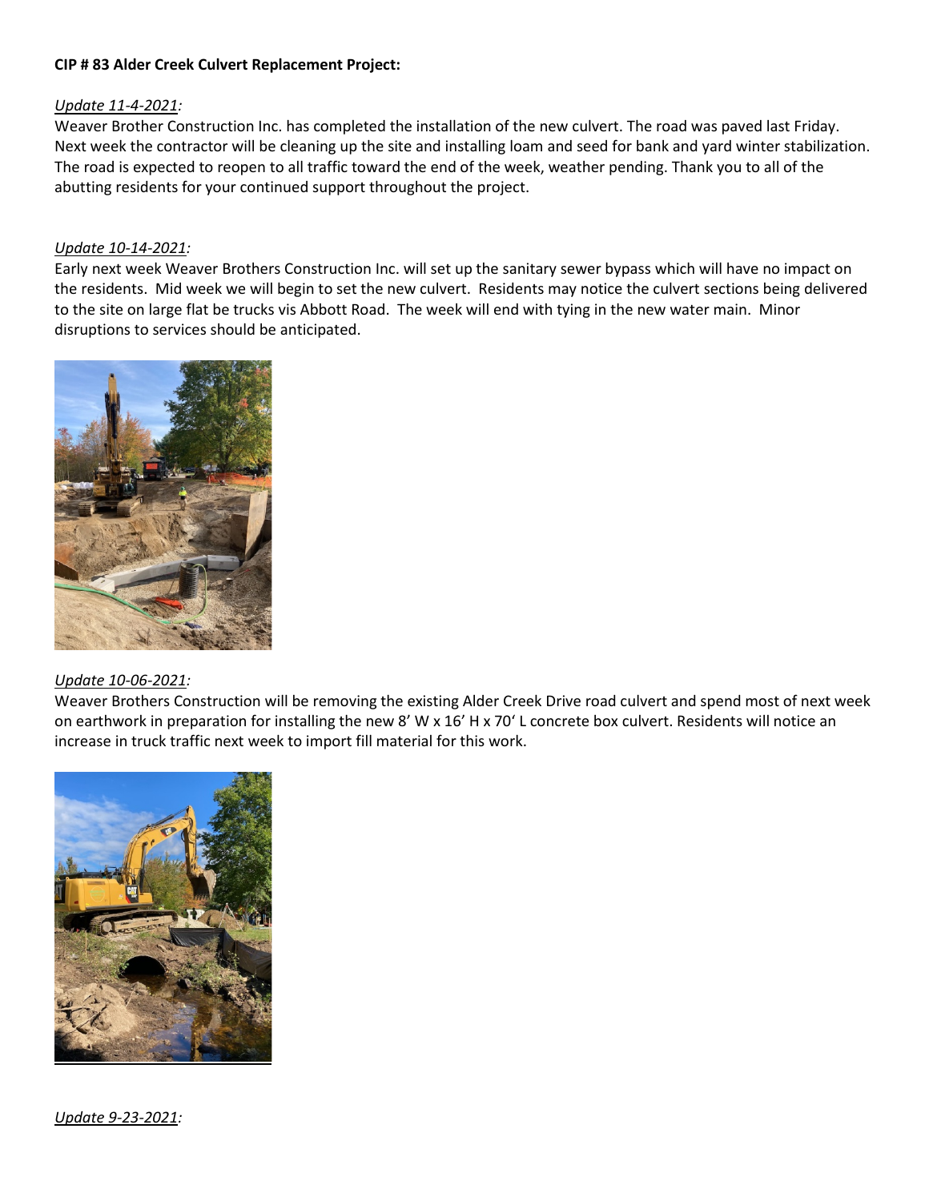**CIP # 83 Alder Creek Culvert Replacement Project:**

*Update 11-4-2021:*

Weaver Brother Construction Inc. has completed the installation of the new culvert. The road was paved last Friday. Next week the contractor will be cleaning up the site and installing loam and seed for bank and yard winter stabilization. The road is expected to reopen to all traffic toward the end of the week, weather pending. Thank you to all of the abutting residents for your continued support throughout the project.

*Update 10-14-2021:*

Early next week Weaver Brothers Construction Inc. will set up the sanitary sewer bypass which will have no impact on the residents. Mid week we will begin to set the new culvert. Residents may notice the culvert sections being delivered to the site on large flat be trucks vis Abbott Road. The week will end with tying in the new water main. Minor disruptions to services should be anticipated.

*Update 10-06-2021:*

Weaver Brothers Construction will be removing the existing Alder Creek Drive road culvert and spend most of next week on earthwork in preparation for installing the new 8' W x 16' H x 70' L concrete box culvert. Residents will notice an increase in truck traffic next week to import fill material for this work.

*Update 9-23-2021:*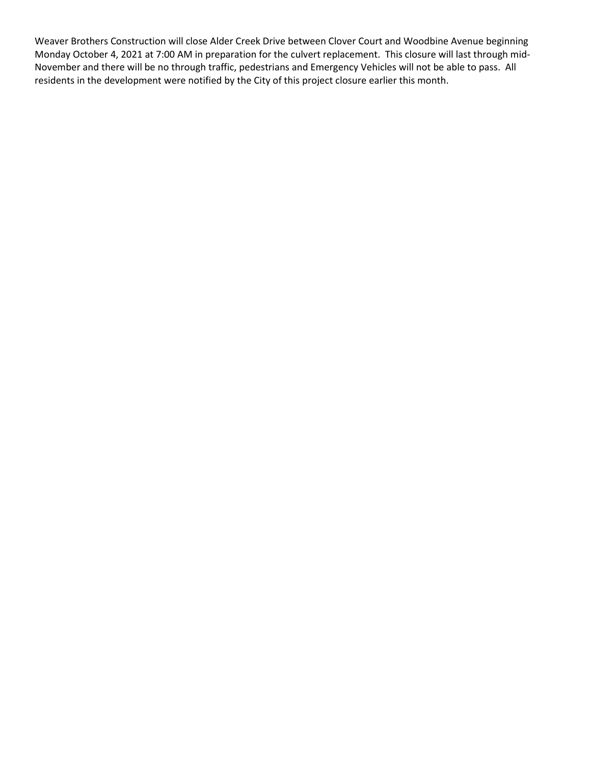Weaver Brothers Construction will close Alder Creek Drive between Clover Court and Woodbine Avenue beginning Monday October 4, 2021 at 7:00 AM in preparation for the culvert replacement. This closure will last through mid-November and there will be no through traffic, pedestrians and Emergency Vehicles will not be able to pass. All residents in the development were notified by the City of this project closure earlier this month.